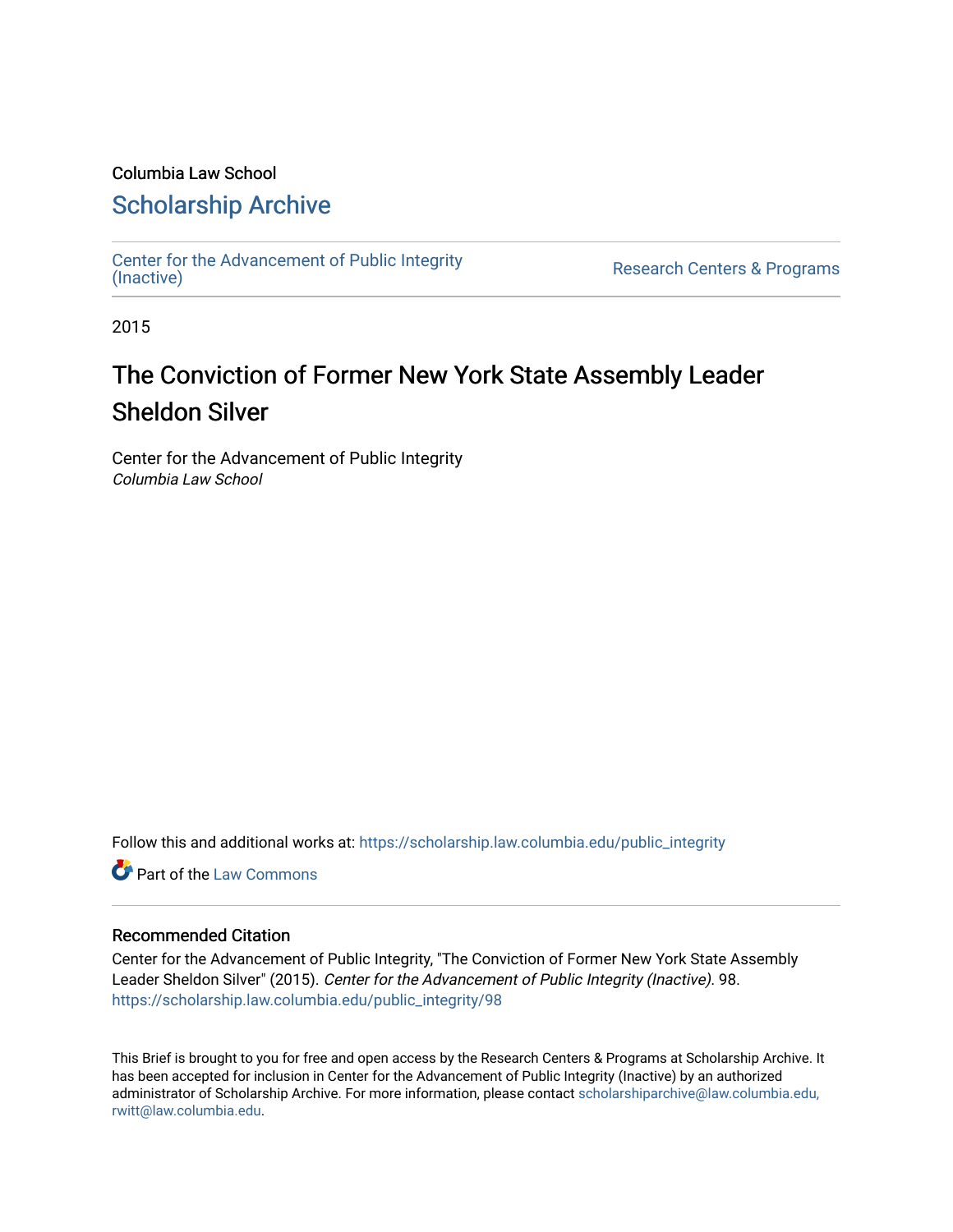Columbia Law School

## Scholarship Archive

Center for the Advancement of Public Integrity (Inactive) | Research Centers & Programs

2015

# The Conviction of Former New York State Assembly Leader Sheldon Silver

Center for the Advancement of Public Integrity
*Columbia Law School*

Follow this and additional works at: https://scholarship.law.columbia.edu/public_integrity

Part of the Law Commons

### Recommended Citation

Center for the Advancement of Public Integrity, "The Conviction of Former New York State Assembly Leader Sheldon Silver" (2015). *Center for the Advancement of Public Integrity (Inactive)*. 98.
https://scholarship.law.columbia.edu/public_integrity/98

This Brief is brought to you for free and open access by the Research Centers & Programs at Scholarship Archive. It has been accepted for inclusion in Center for the Advancement of Public Integrity (Inactive) by an authorized administrator of Scholarship Archive. For more information, please contact scholarshiparchive@law.columbia.edu, rwitt@law.columbia.edu.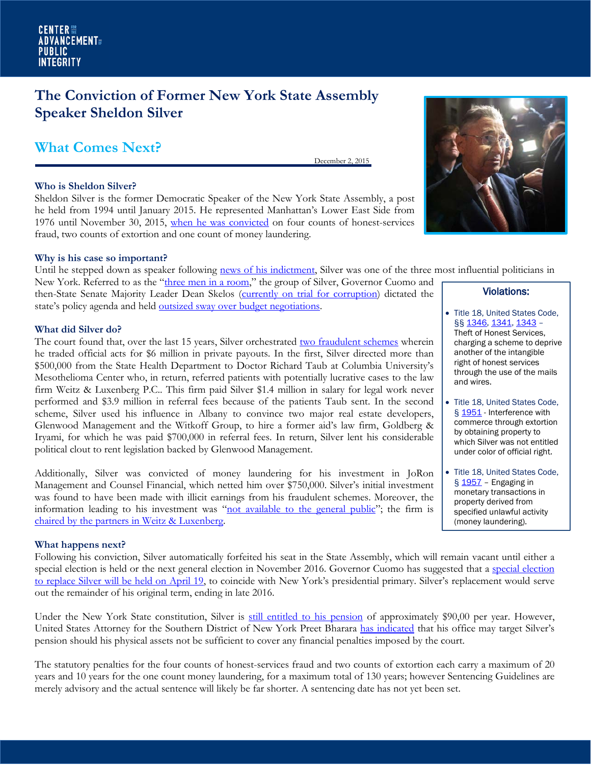CENTER FOR THE ADVANCEMENT OF PUBLIC INTEGRITY

# The Conviction of Former New York State Assembly Speaker Sheldon Silver

## What Comes Next?

December 2, 2015

### Who is Sheldon Silver?

Sheldon Silver is the former Democratic Speaker of the New York State Assembly, a post he held from 1994 until January 2015. He represented Manhattan's Lower East Side from 1976 until November 30, 2015, when he was convicted on four counts of honest-services fraud, two counts of extortion and one count of money laundering.

### Why is his case so important?

Until he stepped down as speaker following news of his indictment, Silver was one of the three most influential politicians in New York. Referred to as the "three men in a room," the group of Silver, Governor Cuomo and then-State Senate Majority Leader Dean Skelos (currently on trial for corruption) dictated the state's policy agenda and held outsized sway over budget negotiations.

### What did Silver do?

The court found that, over the last 15 years, Silver orchestrated two fraudulent schemes wherein he traded official acts for $6 million in private payouts. In the first, Silver directed more than $500,000 from the State Health Department to Doctor Richard Taub at Columbia University's Mesothelioma Center who, in return, referred patients with potentially lucrative cases to the law firm Weitz & Luxenberg P.C.. This firm paid Silver $1.4 million in salary for legal work never performed and $3.9 million in referral fees because of the patients Taub sent. In the second scheme, Silver used his influence in Albany to convince two major real estate developers, Glenwood Management and the Witkoff Group, to hire a former aid's law firm, Goldberg & Iryami, for which he was paid $700,000 in referral fees. In return, Silver lent his considerable political clout to rent legislation backed by Glenwood Management.

Additionally, Silver was convicted of money laundering for his investment in JoRon Management and Counsel Financial, which netted him over $750,000. Silver's initial investment was found to have been made with illicit earnings from his fraudulent schemes. Moreover, the information leading to his investment was "not available to the general public"; the firm is chaired by the partners in Weitz & Luxenberg.

**Violations:**

- Title 18, United States Code, §§ 1346, 1341, 1343 – Theft of Honest Services, charging a scheme to deprive another of the intangible right of honest services through the use of the mails and wires.
- Title 18, United States Code, § 1951 - Interference with commerce through extortion by obtaining property to which Silver was not entitled under color of official right.
- Title 18, United States Code, § 1957 – Engaging in monetary transactions in property derived from specified unlawful activity (money laundering).

### What happens next?

Following his conviction, Silver automatically forfeited his seat in the State Assembly, which will remain vacant until either a special election is held or the next general election in November 2016. Governor Cuomo has suggested that a special election to replace Silver will be held on April 19, to coincide with New York's presidential primary. Silver's replacement would serve out the remainder of his original term, ending in late 2016.

Under the New York State constitution, Silver is still entitled to his pension of approximately $90,00 per year. However, United States Attorney for the Southern District of New York Preet Bharara has indicated that his office may target Silver's pension should his physical assets not be sufficient to cover any financial penalties imposed by the court.

The statutory penalties for the four counts of honest-services fraud and two counts of extortion each carry a maximum of 20 years and 10 years for the one count money laundering, for a maximum total of 130 years; however Sentencing Guidelines are merely advisory and the actual sentence will likely be far shorter. A sentencing date has not yet been set.